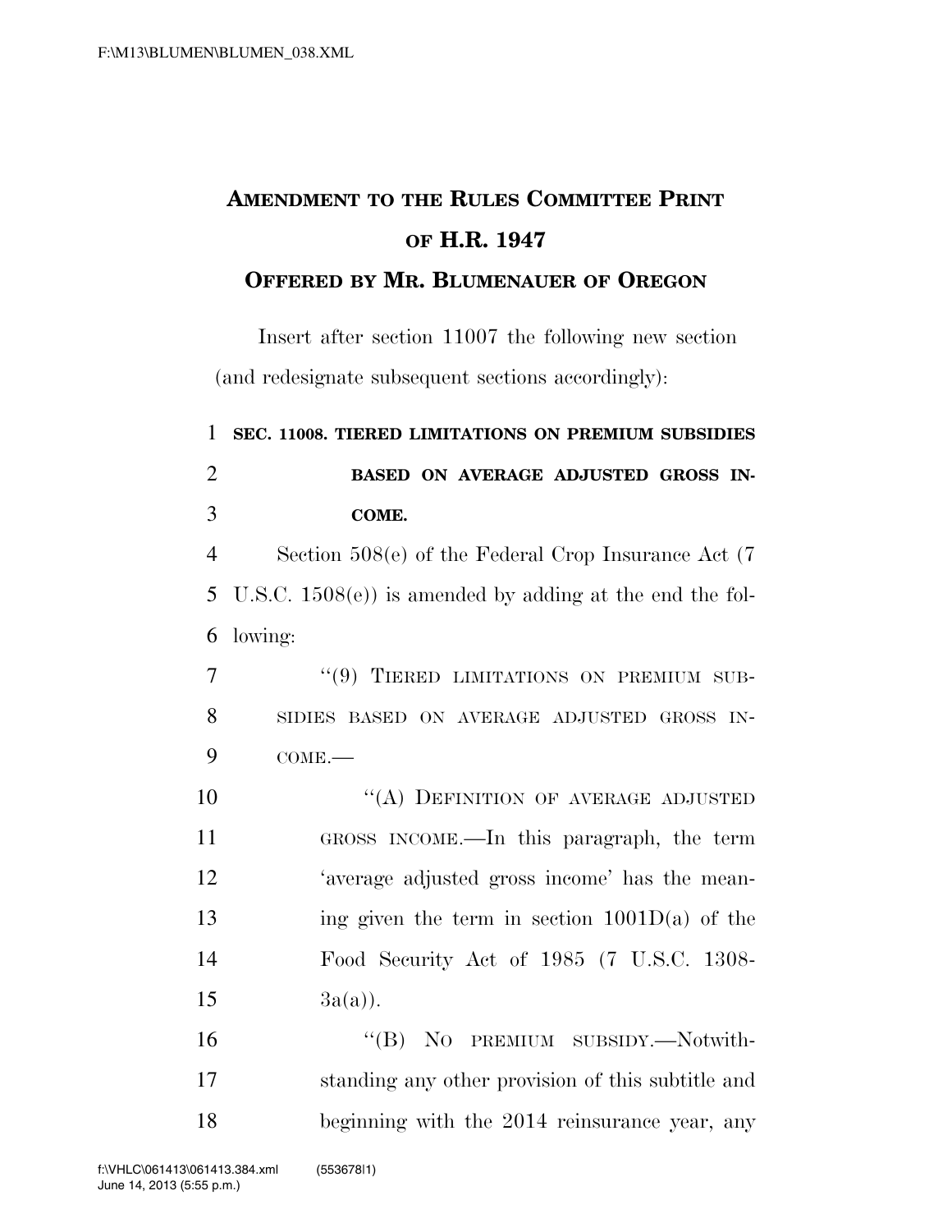# AMENDMENT TO THE RULES COMMITTEE PRINT OF H.R. 1947

## OFFERED BY MR. BLUMENAUER OF OREGON

Insert after section 11007 the following new section (and redesignate subsequent sections accordingly):

**SEC. 11008. TIERED LIMITATIONS ON PREMIUM SUBSIDIES BASED ON AVERAGE ADJUSTED GROSS INCOME.**

Section 508(e) of the Federal Crop Insurance Act (7 U.S.C. 1508(e)) is amended by adding at the end the following:

"(9) TIERED LIMITATIONS ON PREMIUM SUBSIDIES BASED ON AVERAGE ADJUSTED GROSS INCOME.—

"(A) DEFINITION OF AVERAGE ADJUSTED GROSS INCOME.—In this paragraph, the term 'average adjusted gross income' has the meaning given the term in section 1001D(a) of the Food Security Act of 1985 (7 U.S.C. 1308-3a(a)).

"(B) NO PREMIUM SUBSIDY.—Notwithstanding any other provision of this subtitle and beginning with the 2014 reinsurance year, any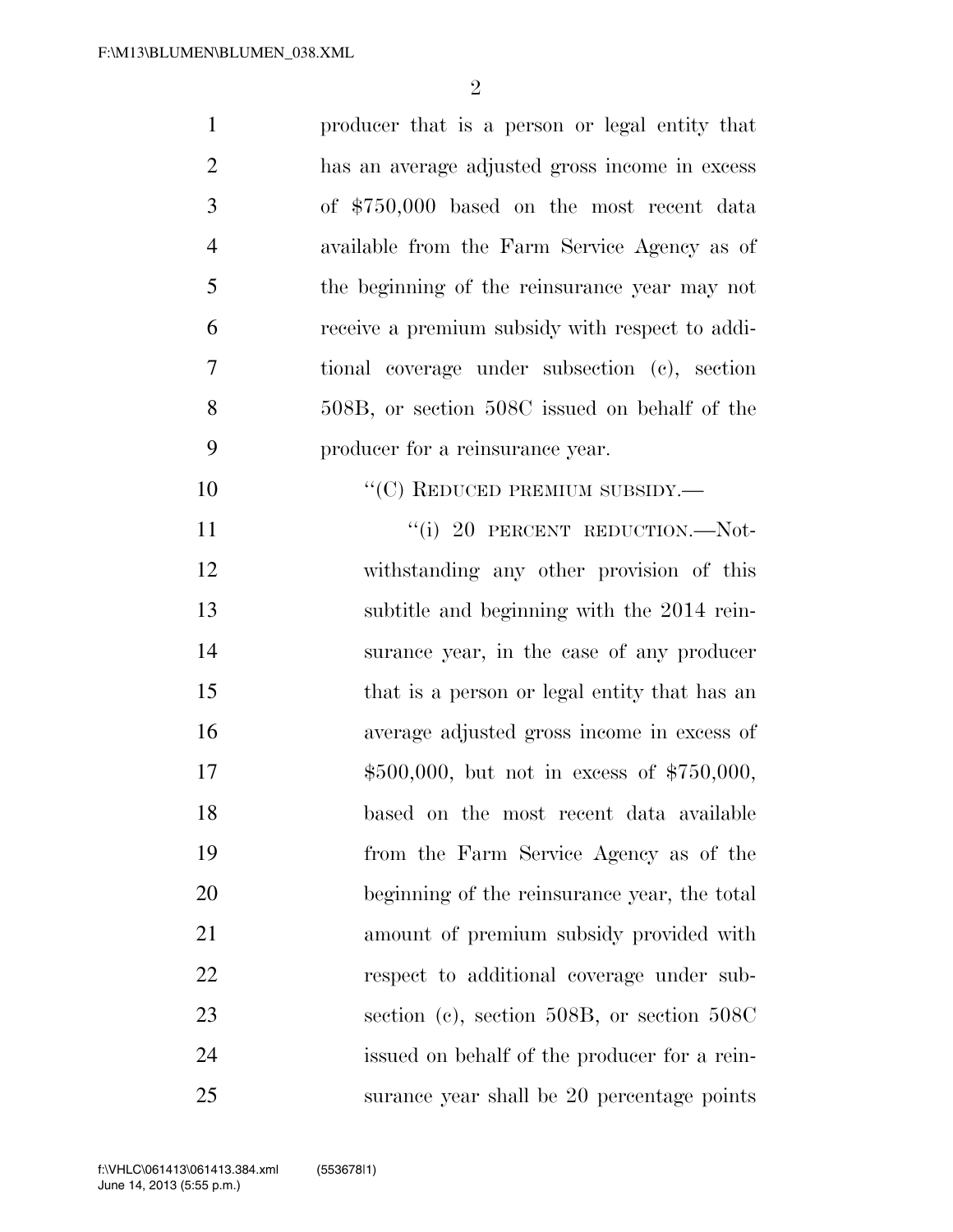producer that is a person or legal entity that has an average adjusted gross income in excess of $750,000 based on the most recent data available from the Farm Service Agency as of the beginning of the reinsurance year may not receive a premium subsidy with respect to additional coverage under subsection (c), section 508B, or section 508C issued on behalf of the producer for a reinsurance year.

"(C) REDUCED PREMIUM SUBSIDY.—

"(i) 20 PERCENT REDUCTION.—Notwithstanding any other provision of this subtitle and beginning with the 2014 reinsurance year, in the case of any producer that is a person or legal entity that has an average adjusted gross income in excess of $500,000, but not in excess of $750,000, based on the most recent data available from the Farm Service Agency as of the beginning of the reinsurance year, the total amount of premium subsidy provided with respect to additional coverage under subsection (c), section 508B, or section 508C issued on behalf of the producer for a reinsurance year shall be 20 percentage points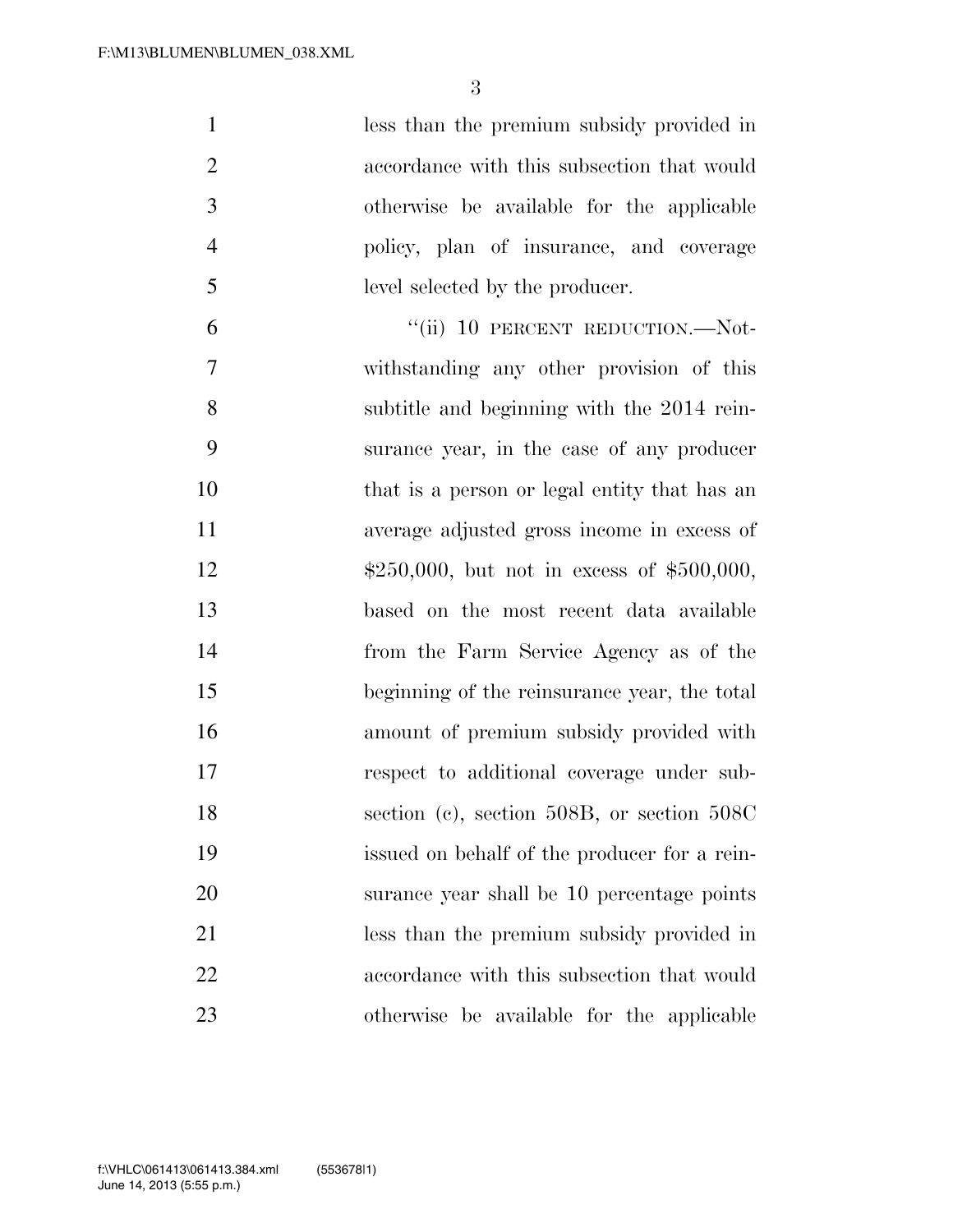less than the premium subsidy provided in accordance with this subsection that would otherwise be available for the applicable policy, plan of insurance, and coverage level selected by the producer.

"(ii) 10 PERCENT REDUCTION.—Notwithstanding any other provision of this subtitle and beginning with the 2014 reinsurance year, in the case of any producer that is a person or legal entity that has an average adjusted gross income in excess of $250,000, but not in excess of $500,000, based on the most recent data available from the Farm Service Agency as of the beginning of the reinsurance year, the total amount of premium subsidy provided with respect to additional coverage under subsection (c), section 508B, or section 508C issued on behalf of the producer for a reinsurance year shall be 10 percentage points less than the premium subsidy provided in accordance with this subsection that would otherwise be available for the applicable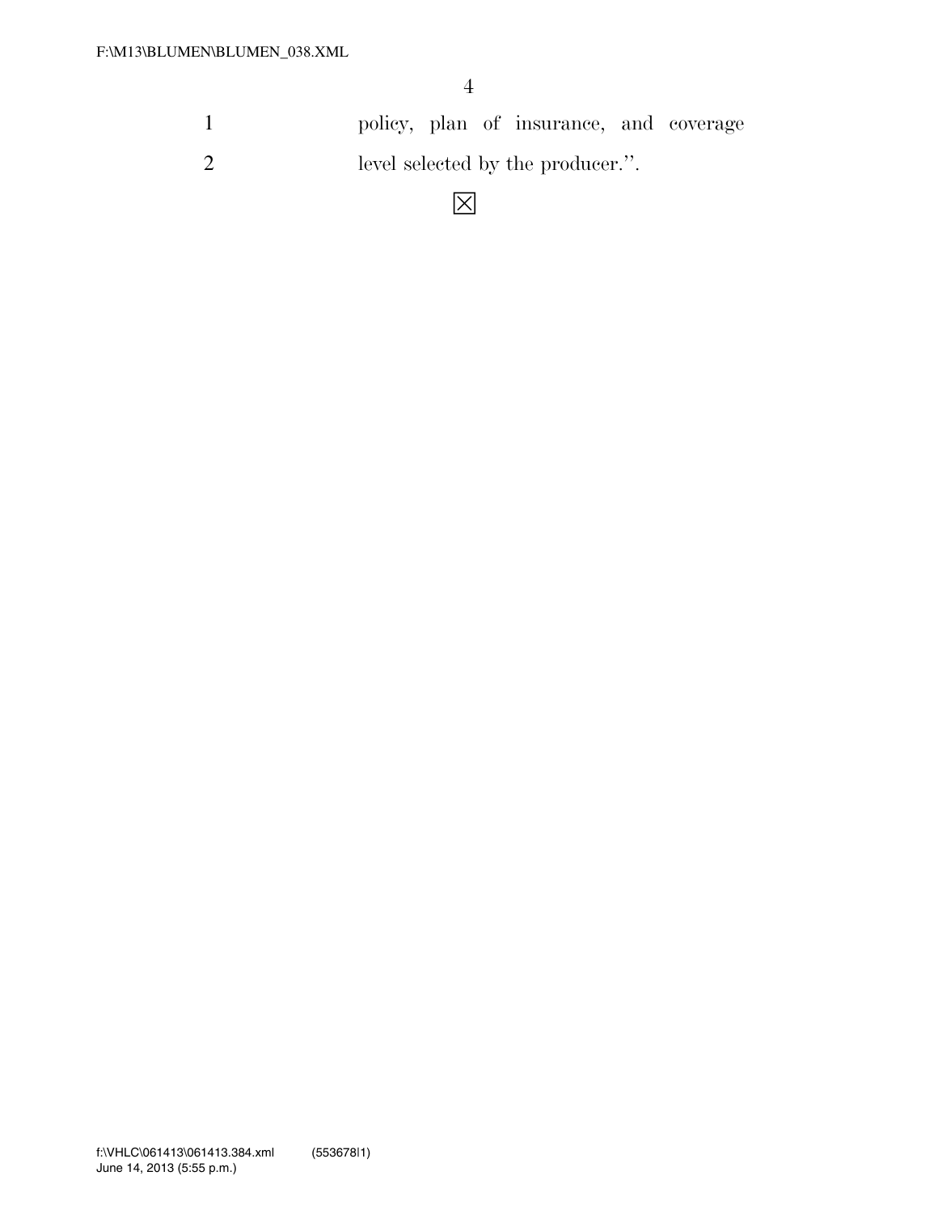policy, plan of insurance, and coverage level selected by the producer.''.

☒